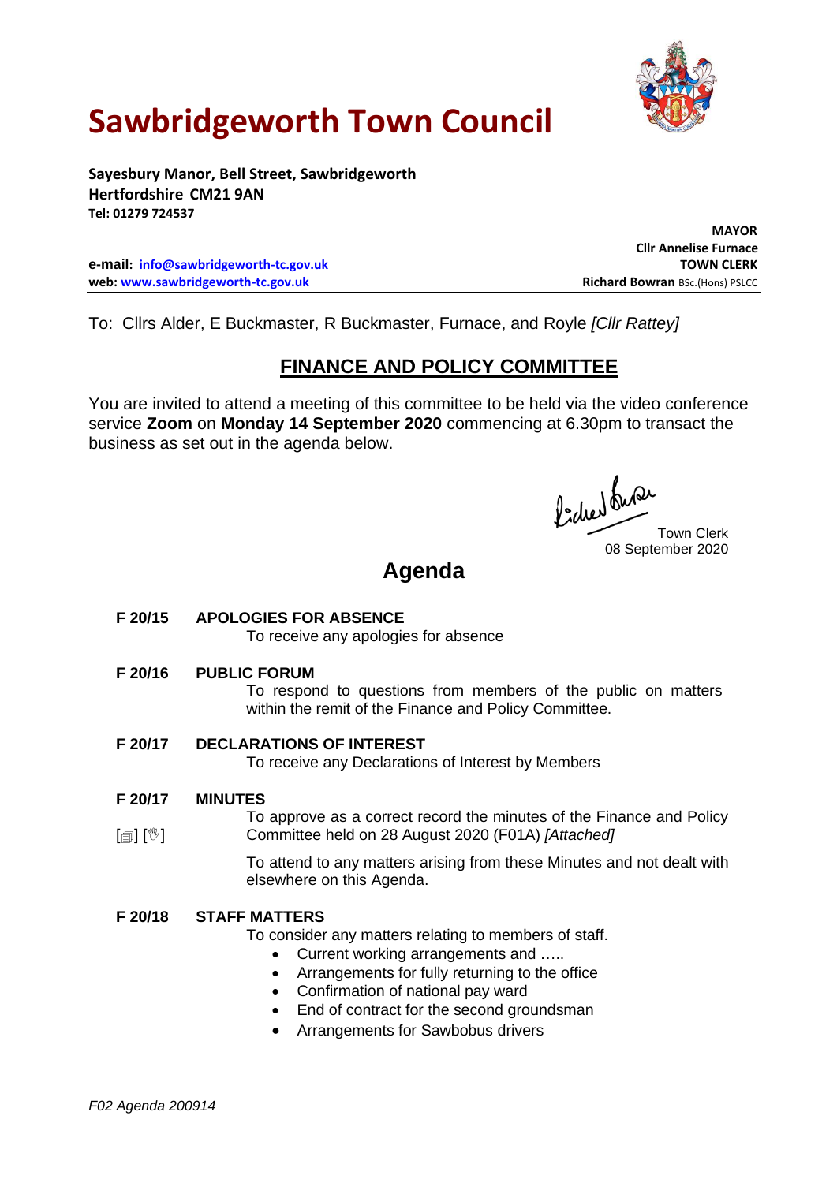# Sawbridgeworth Town Council

**Sayesbury Manor, Bell Street, Sawbridgeworth**
**Hertfordshire CM21 9AN**
**Tel: 01279 724537**

**MAYOR**
**Cllr Annelise Furnace**
**TOWN CLERK**
**Richard Bowran** BSc.(Hons) PSLCC

**e-mail:** **info@sawbridgeworth-tc.gov.uk**
**web:** **www.sawbridgeworth-tc.gov.uk**

To: Cllrs Alder, E Buckmaster, R Buckmaster, Furnace, and Royle *[Cllr Rattey]*

## FINANCE AND POLICY COMMITTEE

You are invited to attend a meeting of this committee to be held via the video conference service **Zoom** on **Monday 14 September 2020** commencing at 6.30pm to transact the business as set out in the agenda below.

Town Clerk
08 September 2020

## Agenda

**F 20/15 APOLOGIES FOR ABSENCE**

To receive any apologies for absence

**F 20/16 PUBLIC FORUM**

To respond to questions from members of the public on matters within the remit of the Finance and Policy Committee.

**F 20/17 DECLARATIONS OF INTEREST**

To receive any Declarations of Interest by Members

**F 20/17 MINUTES**

[📄] [✋] To approve as a correct record the minutes of the Finance and Policy Committee held on 28 August 2020 (F01A) *[Attached]*

To attend to any matters arising from these Minutes and not dealt with elsewhere on this Agenda.

**F 20/18 STAFF MATTERS**

To consider any matters relating to members of staff.

- Current working arrangements and …..
- Arrangements for fully returning to the office
- Confirmation of national pay ward
- End of contract for the second groundsman
- Arrangements for Sawbobus drivers

*F02 Agenda 200914*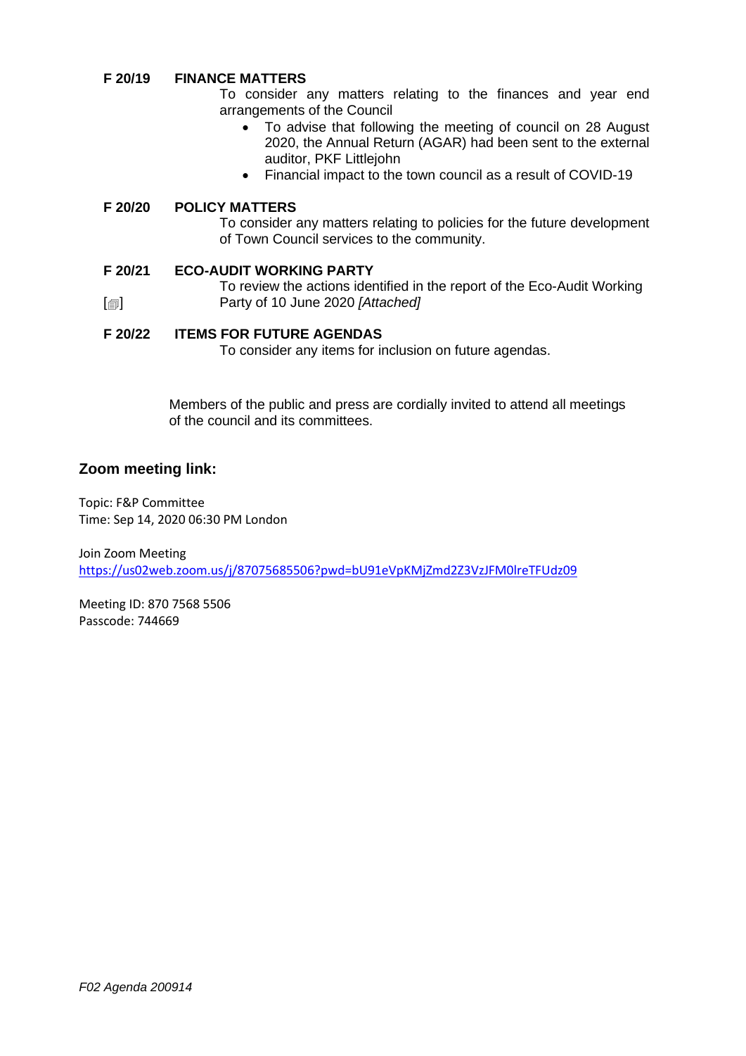**F 20/19 FINANCE MATTERS**

To consider any matters relating to the finances and year end arrangements of the Council

- To advise that following the meeting of council on 28 August 2020, the Annual Return (AGAR) had been sent to the external auditor, PKF Littlejohn
- Financial impact to the town council as a result of COVID-19

**F 20/20 POLICY MATTERS**

To consider any matters relating to policies for the future development of Town Council services to the community.

**F 20/21 ECO-AUDIT WORKING PARTY**

[🗐] To review the actions identified in the report of the Eco-Audit Working Party of 10 June 2020 *[Attached]*

**F 20/22 ITEMS FOR FUTURE AGENDAS**

To consider any items for inclusion on future agendas.

Members of the public and press are cordially invited to attend all meetings of the council and its committees.

## Zoom meeting link:

Topic: F&P Committee
Time: Sep 14, 2020 06:30 PM London

Join Zoom Meeting
https://us02web.zoom.us/j/87075685506?pwd=bU91eVpKMjZmd2Z3VzJFM0lreTFUdz09

Meeting ID: 870 7568 5506
Passcode: 744669

*F02 Agenda 200914*